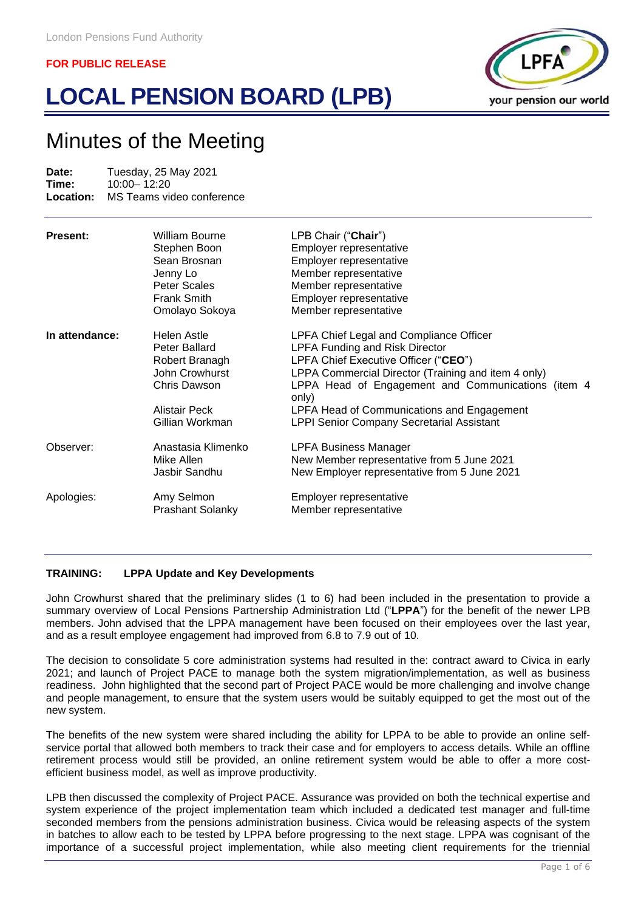London Pensions Fund Authority

**FOR PUBLIC RELEASE**

# LOCAL PENSION BOARD (LPB)

## Minutes of the Meeting

**Date:** Tuesday, 25 May 2021
**Time:** 10:00– 12:20
**Location:** MS Teams video conference

| | | |
|---|---|---|
| **Present:** | William Bourne | LPB Chair ("**Chair**") |
| | Stephen Boon | Employer representative |
| | Sean Brosnan | Employer representative |
| | Jenny Lo | Member representative |
| | Peter Scales | Member representative |
| | Frank Smith | Employer representative |
| | Omolayo Sokoya | Member representative |
| **In attendance:** | Helen Astle | LPFA Chief Legal and Compliance Officer |
| | Peter Ballard | LPFA Funding and Risk Director |
| | Robert Branagh | LPFA Chief Executive Officer ("**CEO**") |
| | John Crowhurst | LPPA Commercial Director (Training and item 4 only) |
| | Chris Dawson | LPPA Head of Engagement and Communications (item 4 only) |
| | Alistair Peck | LPFA Head of Communications and Engagement |
| | Gillian Workman | LPPI Senior Company Secretarial Assistant |
| Observer: | Anastasia Klimenko | LPFA Business Manager |
| | Mike Allen | New Member representative from 5 June 2021 |
| | Jasbir Sandhu | New Employer representative from 5 June 2021 |
| Apologies: | Amy Selmon | Employer representative |
| | Prashant Solanky | Member representative |

**TRAINING: LPPA Update and Key Developments**

John Crowhurst shared that the preliminary slides (1 to 6) had been included in the presentation to provide a summary overview of Local Pensions Partnership Administration Ltd ("**LPPA**") for the benefit of the newer LPB members. John advised that the LPPA management have been focused on their employees over the last year, and as a result employee engagement had improved from 6.8 to 7.9 out of 10.

The decision to consolidate 5 core administration systems had resulted in the: contract award to Civica in early 2021; and launch of Project PACE to manage both the system migration/implementation, as well as business readiness. John highlighted that the second part of Project PACE would be more challenging and involve change and people management, to ensure that the system users would be suitably equipped to get the most out of the new system.

The benefits of the new system were shared including the ability for LPPA to be able to provide an online self-service portal that allowed both members to track their case and for employers to access details. While an offline retirement process would still be provided, an online retirement system would be able to offer a more cost-efficient business model, as well as improve productivity.

LPB then discussed the complexity of Project PACE. Assurance was provided on both the technical expertise and system experience of the project implementation team which included a dedicated test manager and full-time seconded members from the pensions administration business. Civica would be releasing aspects of the system in batches to allow each to be tested by LPPA before progressing to the next stage. LPPA was cognisant of the importance of a successful project implementation, while also meeting client requirements for the triennial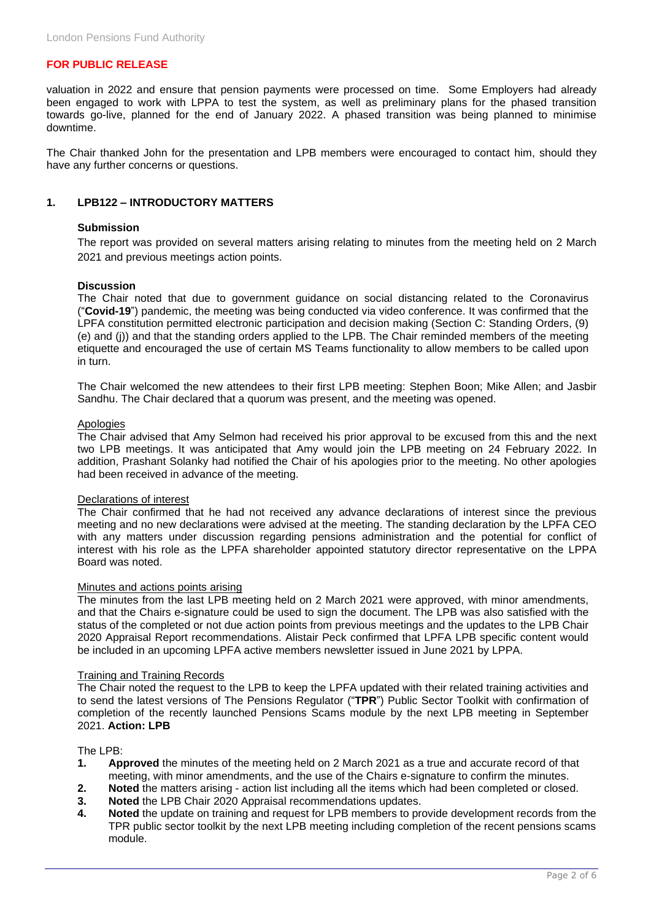**FOR PUBLIC RELEASE**

valuation in 2022 and ensure that pension payments were processed on time. Some Employers had already been engaged to work with LPPA to test the system, as well as preliminary plans for the phased transition towards go-live, planned for the end of January 2022. A phased transition was being planned to minimise downtime.

The Chair thanked John for the presentation and LPB members were encouraged to contact him, should they have any further concerns or questions.

## 1. LPB122 – INTRODUCTORY MATTERS

**Submission**

The report was provided on several matters arising relating to minutes from the meeting held on 2 March 2021 and previous meetings action points.

**Discussion**

The Chair noted that due to government guidance on social distancing related to the Coronavirus ("**Covid-19**") pandemic, the meeting was being conducted via video conference. It was confirmed that the LPFA constitution permitted electronic participation and decision making (Section C: Standing Orders, (9) (e) and (j)) and that the standing orders applied to the LPB. The Chair reminded members of the meeting etiquette and encouraged the use of certain MS Teams functionality to allow members to be called upon in turn.

The Chair welcomed the new attendees to their first LPB meeting: Stephen Boon; Mike Allen; and Jasbir Sandhu. The Chair declared that a quorum was present, and the meeting was opened.

Apologies

The Chair advised that Amy Selmon had received his prior approval to be excused from this and the next two LPB meetings. It was anticipated that Amy would join the LPB meeting on 24 February 2022. In addition, Prashant Solanky had notified the Chair of his apologies prior to the meeting. No other apologies had been received in advance of the meeting.

Declarations of interest

The Chair confirmed that he had not received any advance declarations of interest since the previous meeting and no new declarations were advised at the meeting. The standing declaration by the LPFA CEO with any matters under discussion regarding pensions administration and the potential for conflict of interest with his role as the LPFA shareholder appointed statutory director representative on the LPPA Board was noted.

Minutes and actions points arising

The minutes from the last LPB meeting held on 2 March 2021 were approved, with minor amendments, and that the Chairs e-signature could be used to sign the document. The LPB was also satisfied with the status of the completed or not due action points from previous meetings and the updates to the LPB Chair 2020 Appraisal Report recommendations. Alistair Peck confirmed that LPFA LPB specific content would be included in an upcoming LPFA active members newsletter issued in June 2021 by LPPA.

Training and Training Records

The Chair noted the request to the LPB to keep the LPFA updated with their related training activities and to send the latest versions of The Pensions Regulator ("**TPR**") Public Sector Toolkit with confirmation of completion of the recently launched Pensions Scams module by the next LPB meeting in September 2021. **Action: LPB**

The LPB:

1. **Approved** the minutes of the meeting held on 2 March 2021 as a true and accurate record of that meeting, with minor amendments, and the use of the Chairs e-signature to confirm the minutes.
2. **Noted** the matters arising - action list including all the items which had been completed or closed.
3. **Noted** the LPB Chair 2020 Appraisal recommendations updates.
4. **Noted** the update on training and request for LPB members to provide development records from the TPR public sector toolkit by the next LPB meeting including completion of the recent pensions scams module.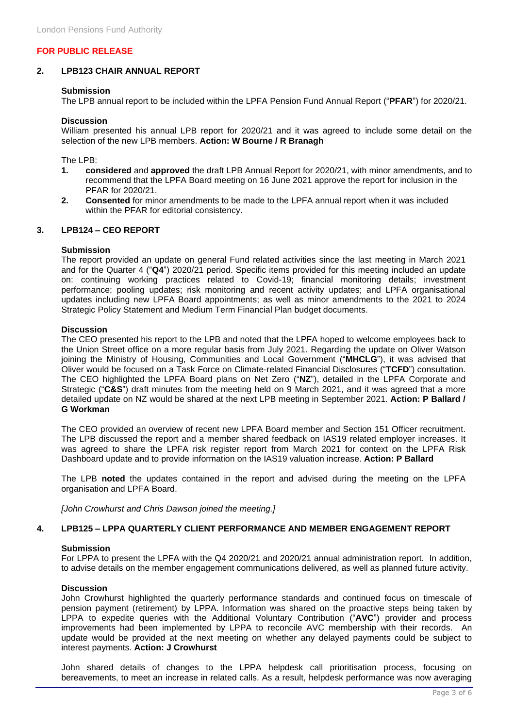**FOR PUBLIC RELEASE**

## 2. LPB123 CHAIR ANNUAL REPORT

**Submission**
The LPB annual report to be included within the LPFA Pension Fund Annual Report ("**PFAR**") for 2020/21.

**Discussion**
William presented his annual LPB report for 2020/21 and it was agreed to include some detail on the selection of the new LPB members. **Action: W Bourne / R Branagh**

The LPB:

1. **considered** and **approved** the draft LPB Annual Report for 2020/21, with minor amendments, and to recommend that the LPFA Board meeting on 16 June 2021 approve the report for inclusion in the PFAR for 2020/21.
2. **Consented** for minor amendments to be made to the LPFA annual report when it was included within the PFAR for editorial consistency.

## 3. LPB124 – CEO REPORT

**Submission**
The report provided an update on general Fund related activities since the last meeting in March 2021 and for the Quarter 4 ("**Q4**") 2020/21 period. Specific items provided for this meeting included an update on: continuing working practices related to Covid-19; financial monitoring details; investment performance; pooling updates; risk monitoring and recent activity updates; and LPFA organisational updates including new LPFA Board appointments; as well as minor amendments to the 2021 to 2024 Strategic Policy Statement and Medium Term Financial Plan budget documents.

**Discussion**
The CEO presented his report to the LPB and noted that the LPFA hoped to welcome employees back to the Union Street office on a more regular basis from July 2021. Regarding the update on Oliver Watson joining the Ministry of Housing, Communities and Local Government ("**MHCLG**"), it was advised that Oliver would be focused on a Task Force on Climate-related Financial Disclosures ("**TCFD**") consultation. The CEO highlighted the LPFA Board plans on Net Zero ("**NZ**"), detailed in the LPFA Corporate and Strategic ("**C&S**") draft minutes from the meeting held on 9 March 2021, and it was agreed that a more detailed update on NZ would be shared at the next LPB meeting in September 2021. **Action: P Ballard / G Workman**

The CEO provided an overview of recent new LPFA Board member and Section 151 Officer recruitment. The LPB discussed the report and a member shared feedback on IAS19 related employer increases. It was agreed to share the LPFA risk register report from March 2021 for context on the LPFA Risk Dashboard update and to provide information on the IAS19 valuation increase. **Action: P Ballard**

The LPB **noted** the updates contained in the report and advised during the meeting on the LPFA organisation and LPFA Board.

*[John Crowhurst and Chris Dawson joined the meeting.]*

## 4. LPB125 – LPPA QUARTERLY CLIENT PERFORMANCE AND MEMBER ENGAGEMENT REPORT

**Submission**
For LPPA to present the LPFA with the Q4 2020/21 and 2020/21 annual administration report. In addition, to advise details on the member engagement communications delivered, as well as planned future activity.

**Discussion**
John Crowhurst highlighted the quarterly performance standards and continued focus on timescale of pension payment (retirement) by LPPA. Information was shared on the proactive steps being taken by LPPA to expedite queries with the Additional Voluntary Contribution ("**AVC**") provider and process improvements had been implemented by LPPA to reconcile AVC membership with their records. An update would be provided at the next meeting on whether any delayed payments could be subject to interest payments. **Action: J Crowhurst**

John shared details of changes to the LPPA helpdesk call prioritisation process, focusing on bereavements, to meet an increase in related calls. As a result, helpdesk performance was now averaging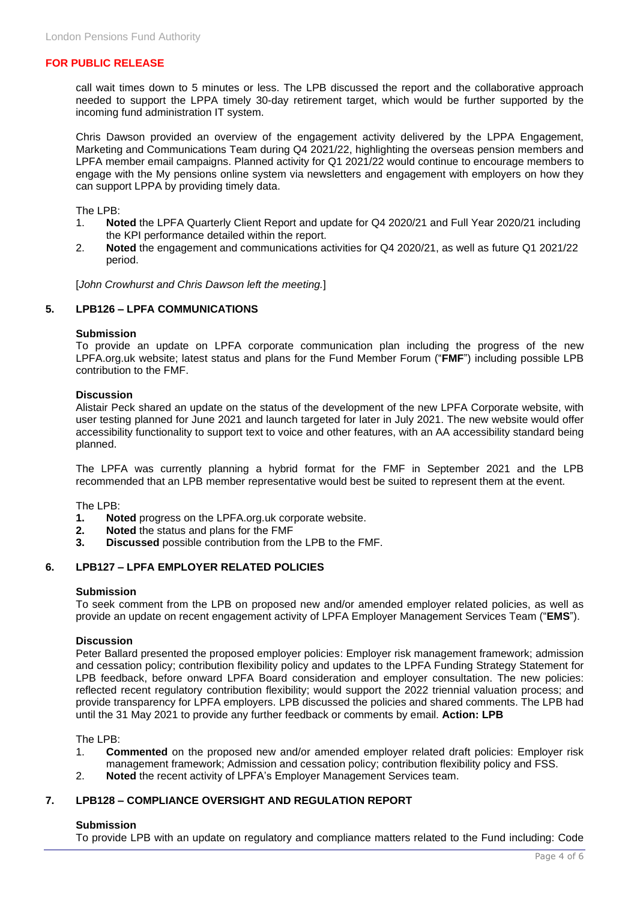**FOR PUBLIC RELEASE**

call wait times down to 5 minutes or less. The LPB discussed the report and the collaborative approach needed to support the LPPA timely 30-day retirement target, which would be further supported by the incoming fund administration IT system.

Chris Dawson provided an overview of the engagement activity delivered by the LPPA Engagement, Marketing and Communications Team during Q4 2021/22, highlighting the overseas pension members and LPFA member email campaigns. Planned activity for Q1 2021/22 would continue to encourage members to engage with the My pensions online system via newsletters and engagement with employers on how they can support LPPA by providing timely data.

The LPB:

1. **Noted** the LPFA Quarterly Client Report and update for Q4 2020/21 and Full Year 2020/21 including the KPI performance detailed within the report.
2. **Noted** the engagement and communications activities for Q4 2020/21, as well as future Q1 2021/22 period.

[*John Crowhurst and Chris Dawson left the meeting.*]

## 5. LPB126 – LPFA COMMUNICATIONS

**Submission**

To provide an update on LPFA corporate communication plan including the progress of the new LPFA.org.uk website; latest status and plans for the Fund Member Forum ("**FMF**") including possible LPB contribution to the FMF.

**Discussion**

Alistair Peck shared an update on the status of the development of the new LPFA Corporate website, with user testing planned for June 2021 and launch targeted for later in July 2021. The new website would offer accessibility functionality to support text to voice and other features, with an AA accessibility standard being planned.

The LPFA was currently planning a hybrid format for the FMF in September 2021 and the LPB recommended that an LPB member representative would best be suited to represent them at the event.

The LPB:

1. **Noted** progress on the LPFA.org.uk corporate website.
2. **Noted** the status and plans for the FMF
3. **Discussed** possible contribution from the LPB to the FMF.

## 6. LPB127 – LPFA EMPLOYER RELATED POLICIES

**Submission**

To seek comment from the LPB on proposed new and/or amended employer related policies, as well as provide an update on recent engagement activity of LPFA Employer Management Services Team ("**EMS**").

**Discussion**

Peter Ballard presented the proposed employer policies: Employer risk management framework; admission and cessation policy; contribution flexibility policy and updates to the LPFA Funding Strategy Statement for LPB feedback, before onward LPFA Board consideration and employer consultation. The new policies: reflected recent regulatory contribution flexibility; would support the 2022 triennial valuation process; and provide transparency for LPFA employers. LPB discussed the policies and shared comments. The LPB had until the 31 May 2021 to provide any further feedback or comments by email. **Action: LPB**

The LPB:

1. **Commented** on the proposed new and/or amended employer related draft policies: Employer risk management framework; Admission and cessation policy; contribution flexibility policy and FSS.
2. **Noted** the recent activity of LPFA's Employer Management Services team.

## 7. LPB128 – COMPLIANCE OVERSIGHT AND REGULATION REPORT

**Submission**

To provide LPB with an update on regulatory and compliance matters related to the Fund including: Code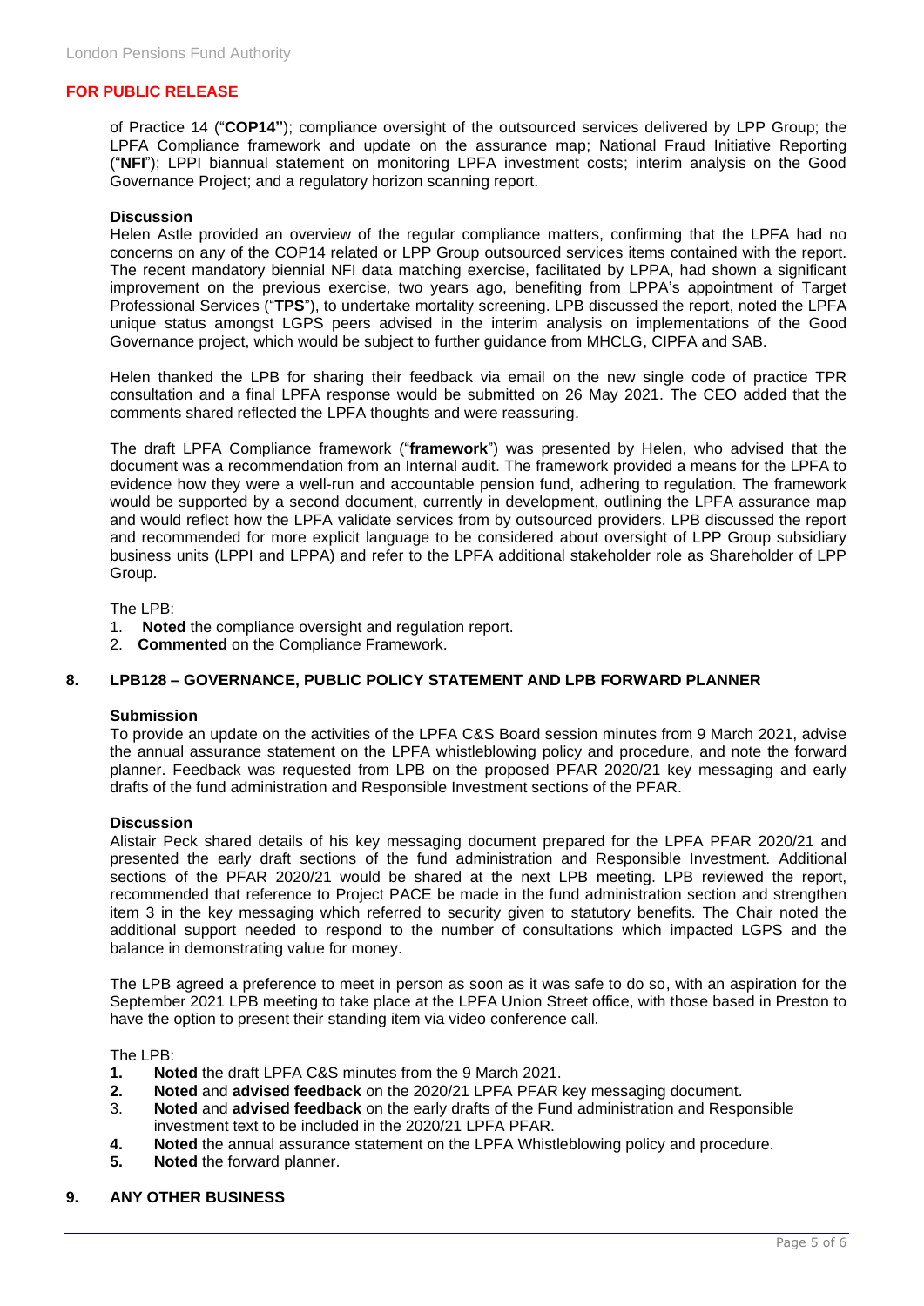**FOR PUBLIC RELEASE**

of Practice 14 ("**COP14"**); compliance oversight of the outsourced services delivered by LPP Group; the LPFA Compliance framework and update on the assurance map; National Fraud Initiative Reporting ("**NFI**"); LPPI biannual statement on monitoring LPFA investment costs; interim analysis on the Good Governance Project; and a regulatory horizon scanning report.

**Discussion**

Helen Astle provided an overview of the regular compliance matters, confirming that the LPFA had no concerns on any of the COP14 related or LPP Group outsourced services items contained with the report. The recent mandatory biennial NFI data matching exercise, facilitated by LPPA, had shown a significant improvement on the previous exercise, two years ago, benefiting from LPPA's appointment of Target Professional Services ("**TPS**"), to undertake mortality screening. LPB discussed the report, noted the LPFA unique status amongst LGPS peers advised in the interim analysis on implementations of the Good Governance project, which would be subject to further guidance from MHCLG, CIPFA and SAB.

Helen thanked the LPB for sharing their feedback via email on the new single code of practice TPR consultation and a final LPFA response would be submitted on 26 May 2021. The CEO added that the comments shared reflected the LPFA thoughts and were reassuring.

The draft LPFA Compliance framework ("**framework**") was presented by Helen, who advised that the document was a recommendation from an Internal audit. The framework provided a means for the LPFA to evidence how they were a well-run and accountable pension fund, adhering to regulation. The framework would be supported by a second document, currently in development, outlining the LPFA assurance map and would reflect how the LPFA validate services from by outsourced providers. LPB discussed the report and recommended for more explicit language to be considered about oversight of LPP Group subsidiary business units (LPPI and LPPA) and refer to the LPFA additional stakeholder role as Shareholder of LPP Group.

The LPB:

1. **Noted** the compliance oversight and regulation report.
2. **Commented** on the Compliance Framework.

## 8. LPB128 – GOVERNANCE, PUBLIC POLICY STATEMENT AND LPB FORWARD PLANNER

**Submission**

To provide an update on the activities of the LPFA C&S Board session minutes from 9 March 2021, advise the annual assurance statement on the LPFA whistleblowing policy and procedure, and note the forward planner. Feedback was requested from LPB on the proposed PFAR 2020/21 key messaging and early drafts of the fund administration and Responsible Investment sections of the PFAR.

**Discussion**

Alistair Peck shared details of his key messaging document prepared for the LPFA PFAR 2020/21 and presented the early draft sections of the fund administration and Responsible Investment. Additional sections of the PFAR 2020/21 would be shared at the next LPB meeting. LPB reviewed the report, recommended that reference to Project PACE be made in the fund administration section and strengthen item 3 in the key messaging which referred to security given to statutory benefits. The Chair noted the additional support needed to respond to the number of consultations which impacted LGPS and the balance in demonstrating value for money.

The LPB agreed a preference to meet in person as soon as it was safe to do so, with an aspiration for the September 2021 LPB meeting to take place at the LPFA Union Street office, with those based in Preston to have the option to present their standing item via video conference call.

The LPB:

1. **Noted** the draft LPFA C&S minutes from the 9 March 2021.
2. **Noted** and **advised feedback** on the 2020/21 LPFA PFAR key messaging document.
3. **Noted** and **advised feedback** on the early drafts of the Fund administration and Responsible investment text to be included in the 2020/21 LPFA PFAR.
4. **Noted** the annual assurance statement on the LPFA Whistleblowing policy and procedure.
5. **Noted** the forward planner.

## 9. ANY OTHER BUSINESS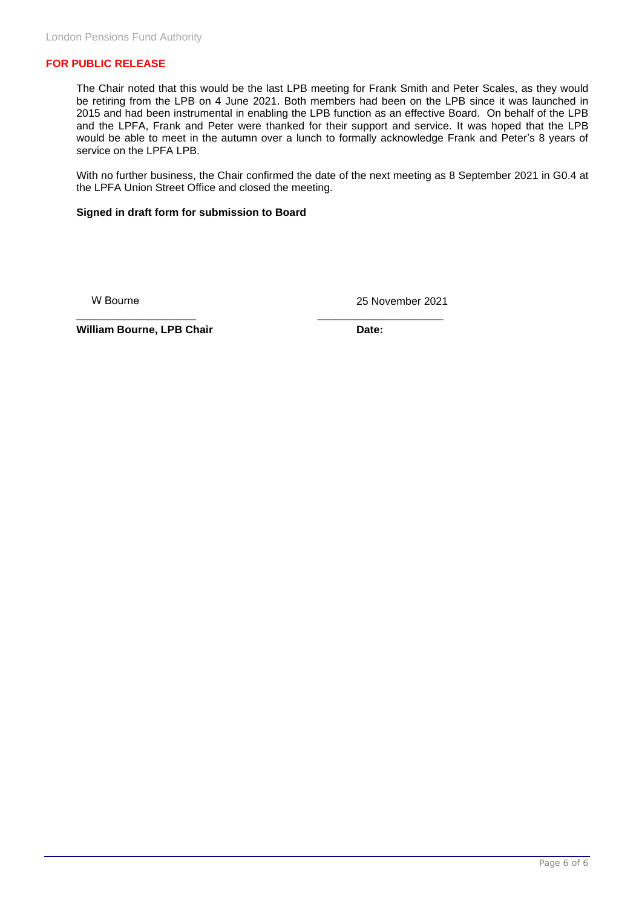**FOR PUBLIC RELEASE**

The Chair noted that this would be the last LPB meeting for Frank Smith and Peter Scales, as they would be retiring from the LPB on 4 June 2021. Both members had been on the LPB since it was launched in 2015 and had been instrumental in enabling the LPB function as an effective Board. On behalf of the LPB and the LPFA, Frank and Peter were thanked for their support and service. It was hoped that the LPB would be able to meet in the autumn over a lunch to formally acknowledge Frank and Peter's 8 years of service on the LPFA LPB.

With no further business, the Chair confirmed the date of the next meeting as 8 September 2021 in G0.4 at the LPFA Union Street Office and closed the meeting.

**Signed in draft form for submission to Board**

W Bourne

\_\_\_\_\_\_\_\_\_\_\_\_\_\_\_\_\_\_\_\_

**William Bourne, LPB Chair**

25 November 2021

\_\_\_\_\_\_\_\_\_\_\_\_\_\_\_\_\_\_\_\_

**Date:**